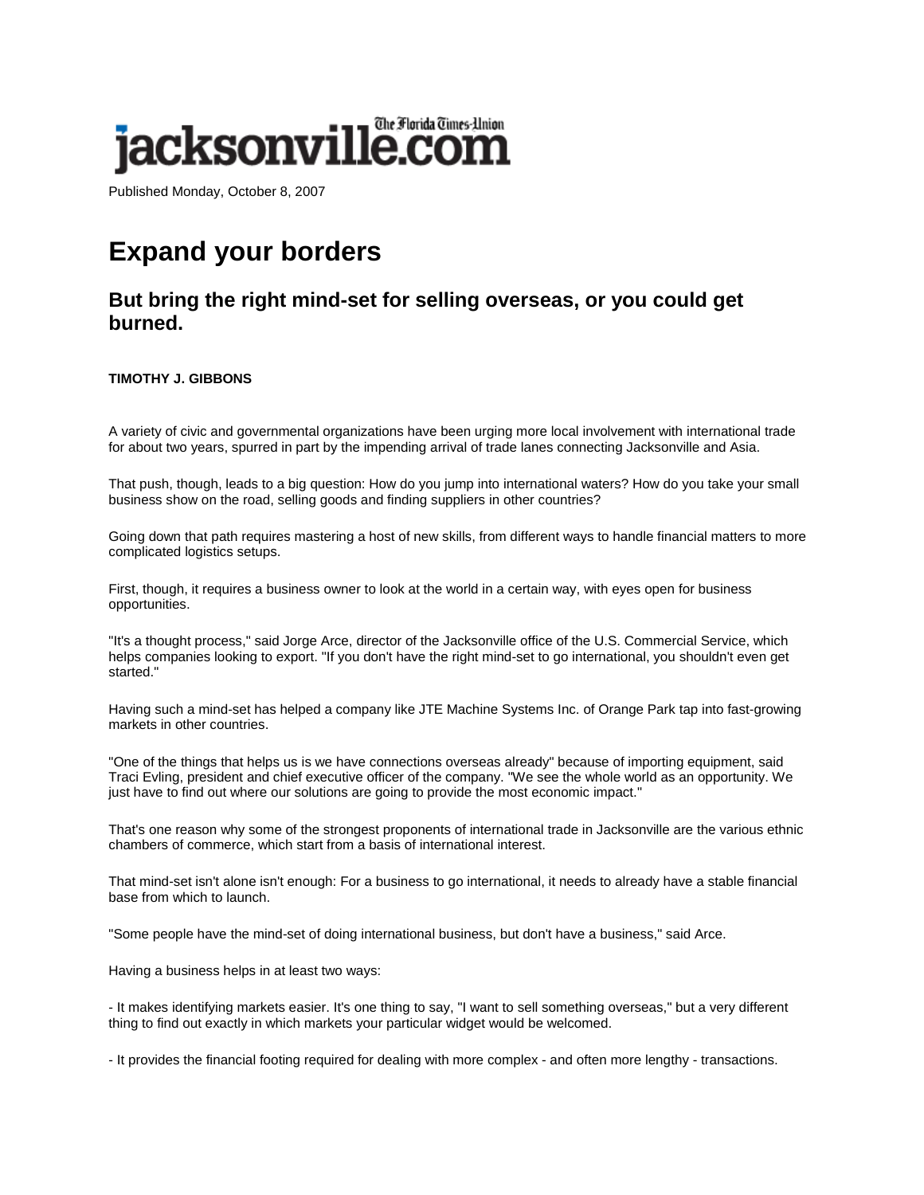jacksonville.com The Florida Times-Union

Published Monday, October 8, 2007

# Expand your borders

## But bring the right mind-set for selling overseas, or you could get burned.

**TIMOTHY J. GIBBONS**

A variety of civic and governmental organizations have been urging more local involvement with international trade for about two years, spurred in part by the impending arrival of trade lanes connecting Jacksonville and Asia.

That push, though, leads to a big question: How do you jump into international waters? How do you take your small business show on the road, selling goods and finding suppliers in other countries?

Going down that path requires mastering a host of new skills, from different ways to handle financial matters to more complicated logistics setups.

First, though, it requires a business owner to look at the world in a certain way, with eyes open for business opportunities.

"It's a thought process," said Jorge Arce, director of the Jacksonville office of the U.S. Commercial Service, which helps companies looking to export. "If you don't have the right mind-set to go international, you shouldn't even get started."

Having such a mind-set has helped a company like JTE Machine Systems Inc. of Orange Park tap into fast-growing markets in other countries.

"One of the things that helps us is we have connections overseas already" because of importing equipment, said Traci Evling, president and chief executive officer of the company. "We see the whole world as an opportunity. We just have to find out where our solutions are going to provide the most economic impact."

That's one reason why some of the strongest proponents of international trade in Jacksonville are the various ethnic chambers of commerce, which start from a basis of international interest.

That mind-set isn't alone isn't enough: For a business to go international, it needs to already have a stable financial base from which to launch.

"Some people have the mind-set of doing international business, but don't have a business," said Arce.

Having a business helps in at least two ways:

- It makes identifying markets easier. It's one thing to say, "I want to sell something overseas," but a very different thing to find out exactly in which markets your particular widget would be welcomed.

- It provides the financial footing required for dealing with more complex - and often more lengthy - transactions.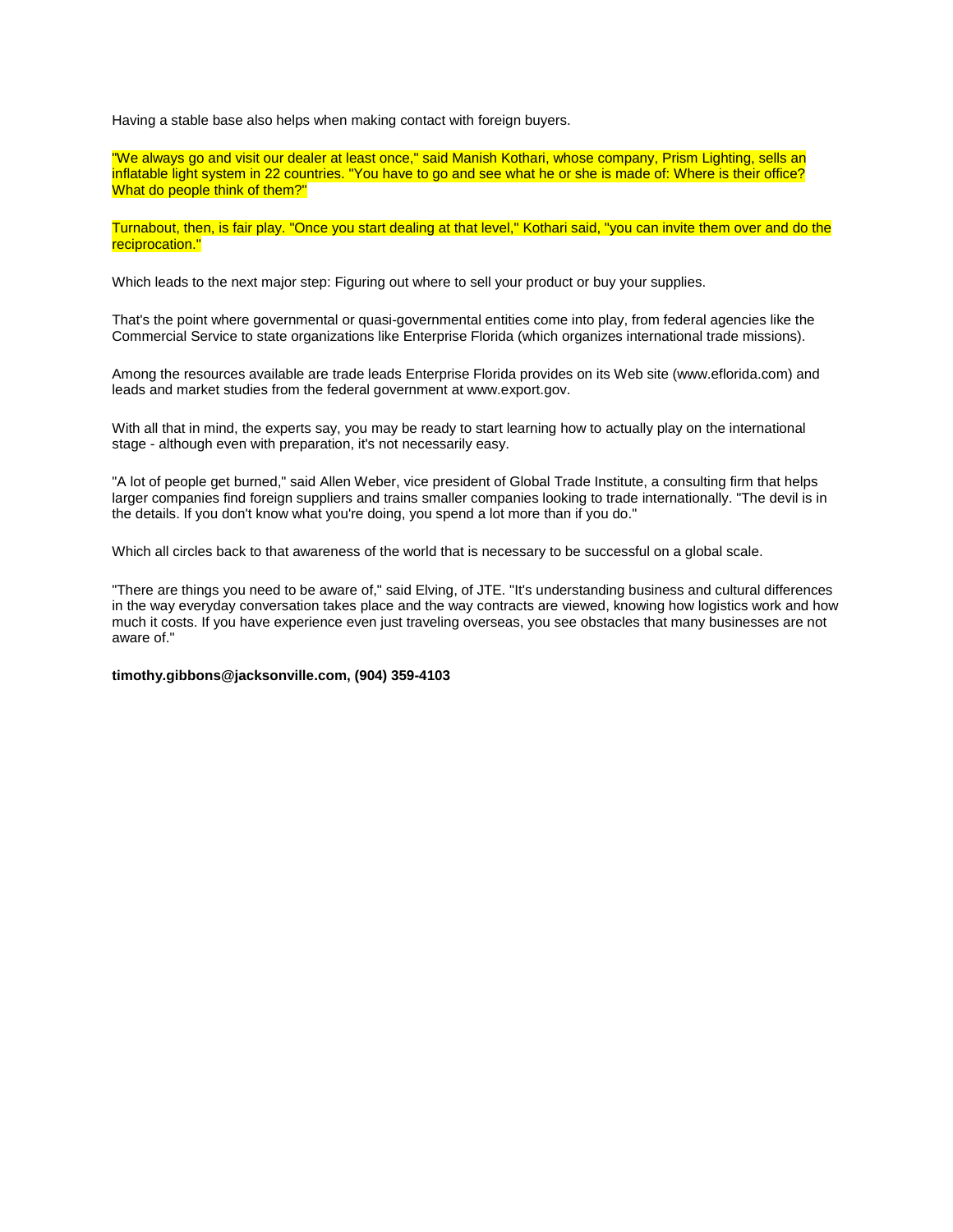Having a stable base also helps when making contact with foreign buyers.

"We always go and visit our dealer at least once," said Manish Kothari, whose company, Prism Lighting, sells an inflatable light system in 22 countries. "You have to go and see what he or she is made of: Where is their office? What do people think of them?"

Turnabout, then, is fair play. "Once you start dealing at that level," Kothari said, "you can invite them over and do the reciprocation."

Which leads to the next major step: Figuring out where to sell your product or buy your supplies.

That's the point where governmental or quasi-governmental entities come into play, from federal agencies like the Commercial Service to state organizations like Enterprise Florida (which organizes international trade missions).

Among the resources available are trade leads Enterprise Florida provides on its Web site (www.eflorida.com) and leads and market studies from the federal government at www.export.gov.

With all that in mind, the experts say, you may be ready to start learning how to actually play on the international stage - although even with preparation, it's not necessarily easy.

"A lot of people get burned," said Allen Weber, vice president of Global Trade Institute, a consulting firm that helps larger companies find foreign suppliers and trains smaller companies looking to trade internationally. "The devil is in the details. If you don't know what you're doing, you spend a lot more than if you do."

Which all circles back to that awareness of the world that is necessary to be successful on a global scale.

"There are things you need to be aware of," said Elving, of JTE. "It's understanding business and cultural differences in the way everyday conversation takes place and the way contracts are viewed, knowing how logistics work and how much it costs. If you have experience even just traveling overseas, you see obstacles that many businesses are not aware of."

**timothy.gibbons@jacksonville.com, (904) 359-4103**